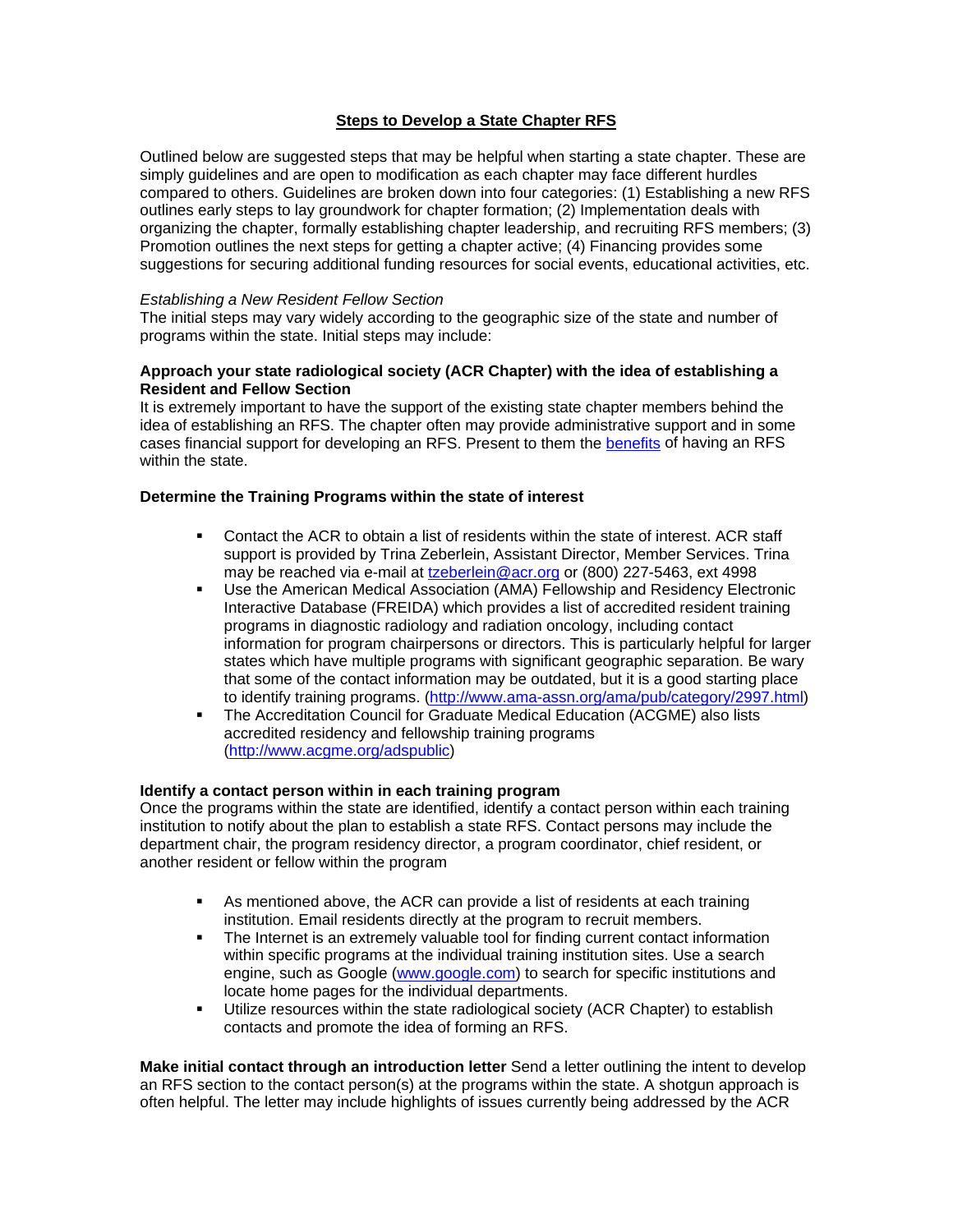# Steps to Develop a State Chapter RFS

Outlined below are suggested steps that may be helpful when starting a state chapter. These are simply guidelines and are open to modification as each chapter may face different hurdles compared to others. Guidelines are broken down into four categories: (1) Establishing a new RFS outlines early steps to lay groundwork for chapter formation; (2) Implementation deals with organizing the chapter, formally establishing chapter leadership, and recruiting RFS members; (3) Promotion outlines the next steps for getting a chapter active; (4) Financing provides some suggestions for securing additional funding resources for social events, educational activities, etc.

*Establishing a New Resident Fellow Section*

The initial steps may vary widely according to the geographic size of the state and number of programs within the state. Initial steps may include:

**Approach your state radiological society (ACR Chapter) with the idea of establishing a Resident and Fellow Section**

It is extremely important to have the support of the existing state chapter members behind the idea of establishing an RFS. The chapter often may provide administrative support and in some cases financial support for developing an RFS. Present to them the benefits of having an RFS within the state.

**Determine the Training Programs within the state of interest**

- Contact the ACR to obtain a list of residents within the state of interest. ACR staff support is provided by Trina Zeberlein, Assistant Director, Member Services. Trina may be reached via e-mail at tzeberlein@acr.org or (800) 227-5463, ext 4998
- Use the American Medical Association (AMA) Fellowship and Residency Electronic Interactive Database (FREIDA) which provides a list of accredited resident training programs in diagnostic radiology and radiation oncology, including contact information for program chairpersons or directors. This is particularly helpful for larger states which have multiple programs with significant geographic separation. Be wary that some of the contact information may be outdated, but it is a good starting place to identify training programs. (http://www.ama-assn.org/ama/pub/category/2997.html)
- The Accreditation Council for Graduate Medical Education (ACGME) also lists accredited residency and fellowship training programs (http://www.acgme.org/adspublic)

**Identify a contact person within in each training program**

Once the programs within the state are identified, identify a contact person within each training institution to notify about the plan to establish a state RFS. Contact persons may include the department chair, the program residency director, a program coordinator, chief resident, or another resident or fellow within the program

- As mentioned above, the ACR can provide a list of residents at each training institution. Email residents directly at the program to recruit members.
- The Internet is an extremely valuable tool for finding current contact information within specific programs at the individual training institution sites. Use a search engine, such as Google (www.google.com) to search for specific institutions and locate home pages for the individual departments.
- Utilize resources within the state radiological society (ACR Chapter) to establish contacts and promote the idea of forming an RFS.

**Make initial contact through an introduction letter** Send a letter outlining the intent to develop an RFS section to the contact person(s) at the programs within the state. A shotgun approach is often helpful. The letter may include highlights of issues currently being addressed by the ACR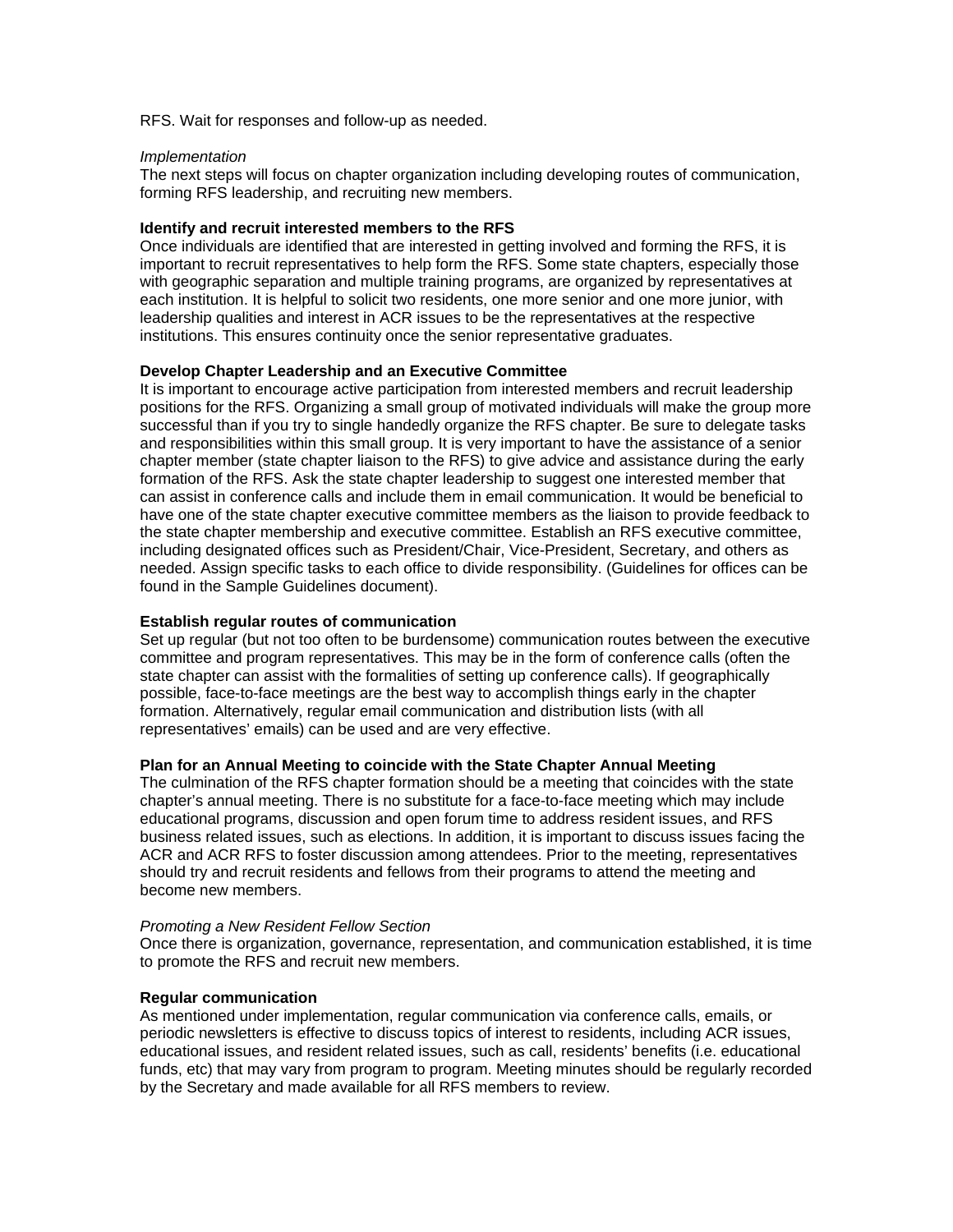RFS. Wait for responses and follow-up as needed.

*Implementation*

The next steps will focus on chapter organization including developing routes of communication, forming RFS leadership, and recruiting new members.

**Identify and recruit interested members to the RFS**

Once individuals are identified that are interested in getting involved and forming the RFS, it is important to recruit representatives to help form the RFS. Some state chapters, especially those with geographic separation and multiple training programs, are organized by representatives at each institution. It is helpful to solicit two residents, one more senior and one more junior, with leadership qualities and interest in ACR issues to be the representatives at the respective institutions. This ensures continuity once the senior representative graduates.

**Develop Chapter Leadership and an Executive Committee**

It is important to encourage active participation from interested members and recruit leadership positions for the RFS. Organizing a small group of motivated individuals will make the group more successful than if you try to single handedly organize the RFS chapter. Be sure to delegate tasks and responsibilities within this small group. It is very important to have the assistance of a senior chapter member (state chapter liaison to the RFS) to give advice and assistance during the early formation of the RFS. Ask the state chapter leadership to suggest one interested member that can assist in conference calls and include them in email communication. It would be beneficial to have one of the state chapter executive committee members as the liaison to provide feedback to the state chapter membership and executive committee. Establish an RFS executive committee, including designated offices such as President/Chair, Vice-President, Secretary, and others as needed. Assign specific tasks to each office to divide responsibility. (Guidelines for offices can be found in the Sample Guidelines document).

**Establish regular routes of communication**

Set up regular (but not too often to be burdensome) communication routes between the executive committee and program representatives. This may be in the form of conference calls (often the state chapter can assist with the formalities of setting up conference calls). If geographically possible, face-to-face meetings are the best way to accomplish things early in the chapter formation. Alternatively, regular email communication and distribution lists (with all representatives' emails) can be used and are very effective.

**Plan for an Annual Meeting to coincide with the State Chapter Annual Meeting**

The culmination of the RFS chapter formation should be a meeting that coincides with the state chapter's annual meeting. There is no substitute for a face-to-face meeting which may include educational programs, discussion and open forum time to address resident issues, and RFS business related issues, such as elections. In addition, it is important to discuss issues facing the ACR and ACR RFS to foster discussion among attendees. Prior to the meeting, representatives should try and recruit residents and fellows from their programs to attend the meeting and become new members.

*Promoting a New Resident Fellow Section*

Once there is organization, governance, representation, and communication established, it is time to promote the RFS and recruit new members.

**Regular communication**

As mentioned under implementation, regular communication via conference calls, emails, or periodic newsletters is effective to discuss topics of interest to residents, including ACR issues, educational issues, and resident related issues, such as call, residents' benefits (i.e. educational funds, etc) that may vary from program to program. Meeting minutes should be regularly recorded by the Secretary and made available for all RFS members to review.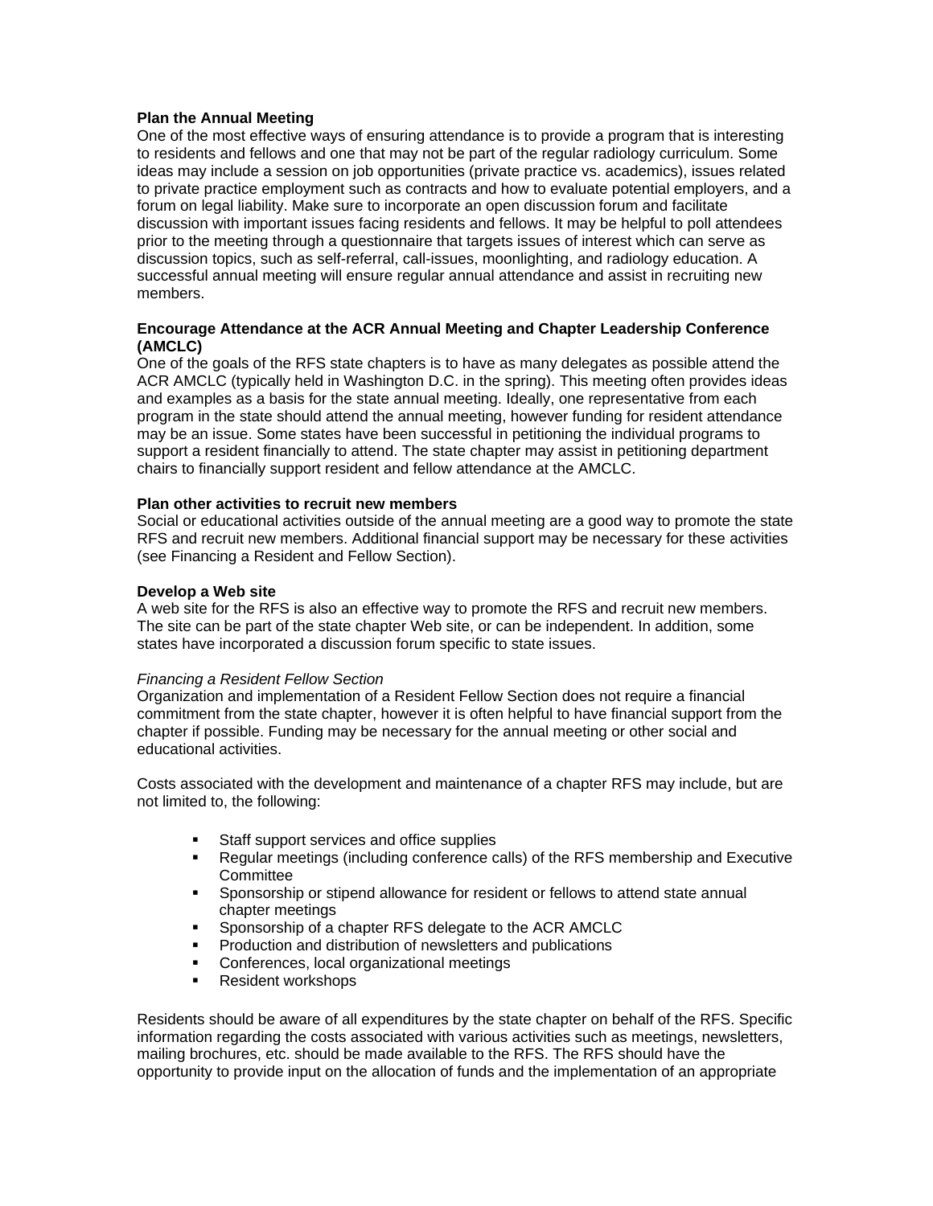**Plan the Annual Meeting**

One of the most effective ways of ensuring attendance is to provide a program that is interesting to residents and fellows and one that may not be part of the regular radiology curriculum. Some ideas may include a session on job opportunities (private practice vs. academics), issues related to private practice employment such as contracts and how to evaluate potential employers, and a forum on legal liability. Make sure to incorporate an open discussion forum and facilitate discussion with important issues facing residents and fellows. It may be helpful to poll attendees prior to the meeting through a questionnaire that targets issues of interest which can serve as discussion topics, such as self-referral, call-issues, moonlighting, and radiology education. A successful annual meeting will ensure regular annual attendance and assist in recruiting new members.

**Encourage Attendance at the ACR Annual Meeting and Chapter Leadership Conference (AMCLC)**

One of the goals of the RFS state chapters is to have as many delegates as possible attend the ACR AMCLC (typically held in Washington D.C. in the spring). This meeting often provides ideas and examples as a basis for the state annual meeting. Ideally, one representative from each program in the state should attend the annual meeting, however funding for resident attendance may be an issue. Some states have been successful in petitioning the individual programs to support a resident financially to attend. The state chapter may assist in petitioning department chairs to financially support resident and fellow attendance at the AMCLC.

**Plan other activities to recruit new members**

Social or educational activities outside of the annual meeting are a good way to promote the state RFS and recruit new members. Additional financial support may be necessary for these activities (see Financing a Resident and Fellow Section).

**Develop a Web site**

A web site for the RFS is also an effective way to promote the RFS and recruit new members. The site can be part of the state chapter Web site, or can be independent. In addition, some states have incorporated a discussion forum specific to state issues.

*Financing a Resident Fellow Section*

Organization and implementation of a Resident Fellow Section does not require a financial commitment from the state chapter, however it is often helpful to have financial support from the chapter if possible. Funding may be necessary for the annual meeting or other social and educational activities.

Costs associated with the development and maintenance of a chapter RFS may include, but are not limited to, the following:

- Staff support services and office supplies
- Regular meetings (including conference calls) of the RFS membership and Executive Committee
- Sponsorship or stipend allowance for resident or fellows to attend state annual chapter meetings
- Sponsorship of a chapter RFS delegate to the ACR AMCLC
- Production and distribution of newsletters and publications
- Conferences, local organizational meetings
- Resident workshops

Residents should be aware of all expenditures by the state chapter on behalf of the RFS. Specific information regarding the costs associated with various activities such as meetings, newsletters, mailing brochures, etc. should be made available to the RFS. The RFS should have the opportunity to provide input on the allocation of funds and the implementation of an appropriate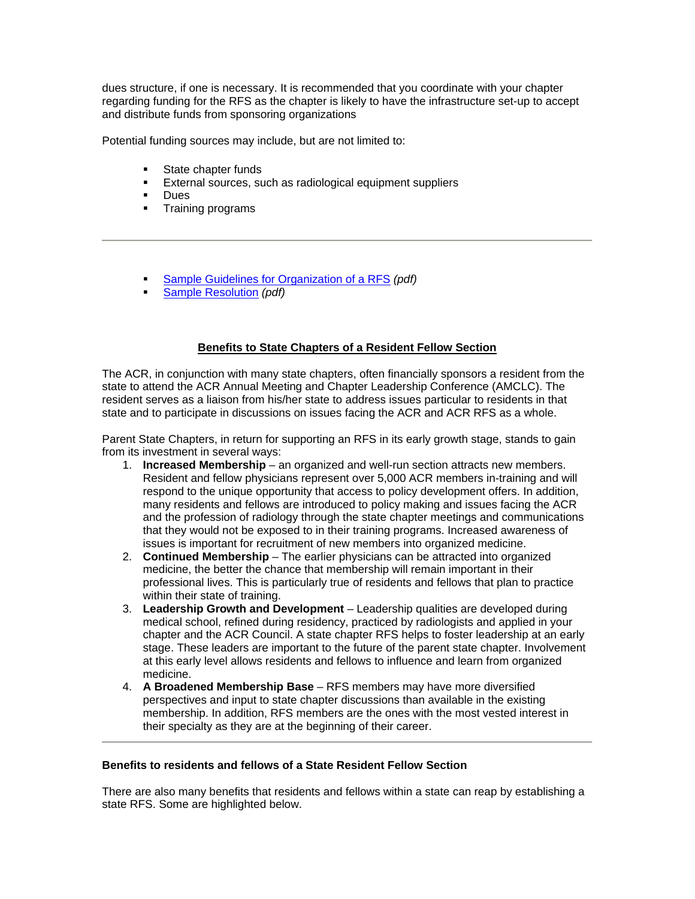dues structure, if one is necessary. It is recommended that you coordinate with your chapter regarding funding for the RFS as the chapter is likely to have the infrastructure set-up to accept and distribute funds from sponsoring organizations

Potential funding sources may include, but are not limited to:

- State chapter funds
- External sources, such as radiological equipment suppliers
- Dues
- Training programs

---

- Sample Guidelines for Organization of a RFS *(pdf)*
- Sample Resolution *(pdf)*

## Benefits to State Chapters of a Resident Fellow Section

The ACR, in conjunction with many state chapters, often financially sponsors a resident from the state to attend the ACR Annual Meeting and Chapter Leadership Conference (AMCLC). The resident serves as a liaison from his/her state to address issues particular to residents in that state and to participate in discussions on issues facing the ACR and ACR RFS as a whole.

Parent State Chapters, in return for supporting an RFS in its early growth stage, stands to gain from its investment in several ways:

1. **Increased Membership** – an organized and well-run section attracts new members. Resident and fellow physicians represent over 5,000 ACR members in-training and will respond to the unique opportunity that access to policy development offers. In addition, many residents and fellows are introduced to policy making and issues facing the ACR and the profession of radiology through the state chapter meetings and communications that they would not be exposed to in their training programs. Increased awareness of issues is important for recruitment of new members into organized medicine.
2. **Continued Membership** – The earlier physicians can be attracted into organized medicine, the better the chance that membership will remain important in their professional lives. This is particularly true of residents and fellows that plan to practice within their state of training.
3. **Leadership Growth and Development** – Leadership qualities are developed during medical school, refined during residency, practiced by radiologists and applied in your chapter and the ACR Council. A state chapter RFS helps to foster leadership at an early stage. These leaders are important to the future of the parent state chapter. Involvement at this early level allows residents and fellows to influence and learn from organized medicine.
4. **A Broadened Membership Base** – RFS members may have more diversified perspectives and input to state chapter discussions than available in the existing membership. In addition, RFS members are the ones with the most vested interest in their specialty as they are at the beginning of their career.

---

### Benefits to residents and fellows of a State Resident Fellow Section

There are also many benefits that residents and fellows within a state can reap by establishing a state RFS. Some are highlighted below.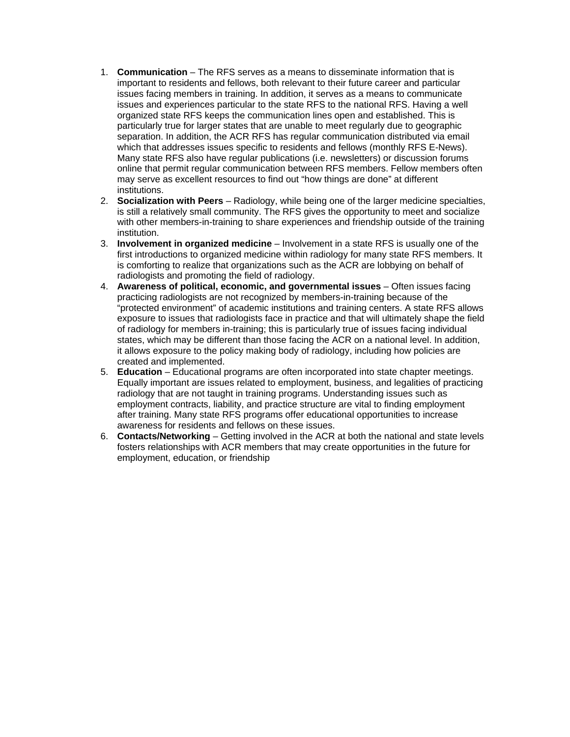1. **Communication** – The RFS serves as a means to disseminate information that is important to residents and fellows, both relevant to their future career and particular issues facing members in training. In addition, it serves as a means to communicate issues and experiences particular to the state RFS to the national RFS. Having a well organized state RFS keeps the communication lines open and established. This is particularly true for larger states that are unable to meet regularly due to geographic separation. In addition, the ACR RFS has regular communication distributed via email which that addresses issues specific to residents and fellows (monthly RFS E-News). Many state RFS also have regular publications (i.e. newsletters) or discussion forums online that permit regular communication between RFS members. Fellow members often may serve as excellent resources to find out "how things are done" at different institutions.
2. **Socialization with Peers** – Radiology, while being one of the larger medicine specialties, is still a relatively small community. The RFS gives the opportunity to meet and socialize with other members-in-training to share experiences and friendship outside of the training institution.
3. **Involvement in organized medicine** – Involvement in a state RFS is usually one of the first introductions to organized medicine within radiology for many state RFS members. It is comforting to realize that organizations such as the ACR are lobbying on behalf of radiologists and promoting the field of radiology.
4. **Awareness of political, economic, and governmental issues** – Often issues facing practicing radiologists are not recognized by members-in-training because of the "protected environment" of academic institutions and training centers. A state RFS allows exposure to issues that radiologists face in practice and that will ultimately shape the field of radiology for members in-training; this is particularly true of issues facing individual states, which may be different than those facing the ACR on a national level. In addition, it allows exposure to the policy making body of radiology, including how policies are created and implemented.
5. **Education** – Educational programs are often incorporated into state chapter meetings. Equally important are issues related to employment, business, and legalities of practicing radiology that are not taught in training programs. Understanding issues such as employment contracts, liability, and practice structure are vital to finding employment after training. Many state RFS programs offer educational opportunities to increase awareness for residents and fellows on these issues.
6. **Contacts/Networking** – Getting involved in the ACR at both the national and state levels fosters relationships with ACR members that may create opportunities in the future for employment, education, or friendship